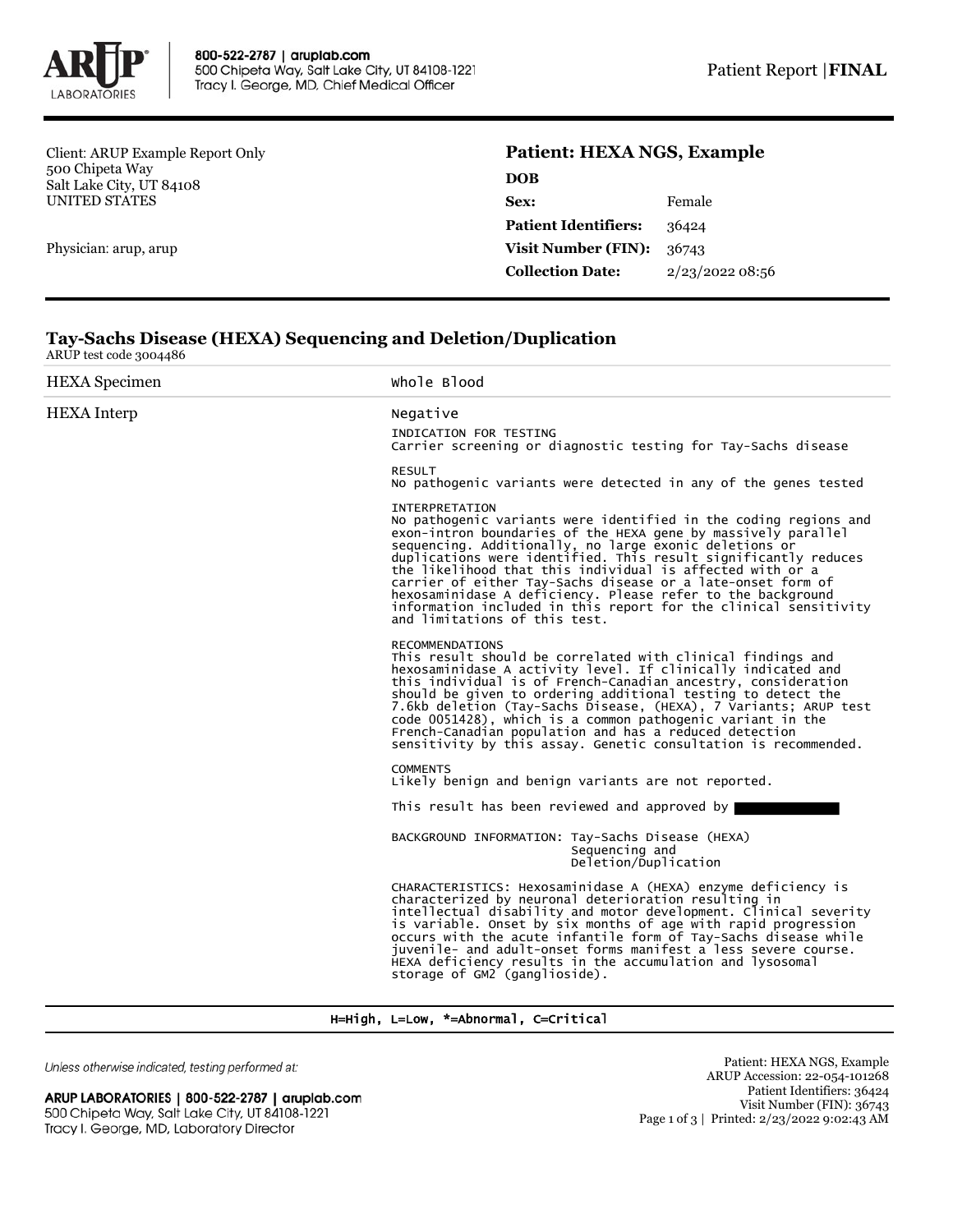800-522-2787 | aruplab.com
500 Chipeta Way, Salt Lake City, UT 84108-1221
Tracy I. George, MD, Chief Medical Officer

Patient Report | **FINAL**

Client: ARUP Example Report Only
500 Chipeta Way
Salt Lake City, UT 84108
UNITED STATES

Physician: arup, arup

## Patient: HEXA NGS, Example

| | |
|---|---|
| **DOB** | |
| **Sex:** | Female |
| **Patient Identifiers:** | 36424 |
| **Visit Number (FIN):** | 36743 |
| **Collection Date:** | 2/23/2022 08:56 |

### Tay-Sachs Disease (HEXA) Sequencing and Deletion/Duplication

ARUP test code 3004486

| | |
|---|---|
| HEXA Specimen | Whole Blood |
| HEXA Interp | Negative |

INDICATION FOR TESTING
Carrier screening or diagnostic testing for Tay-Sachs disease

RESULT
No pathogenic variants were detected in any of the genes tested

INTERPRETATION
No pathogenic variants were identified in the coding regions and exon-intron boundaries of the HEXA gene by massively parallel sequencing. Additionally, no large exonic deletions or duplications were identified. This result significantly reduces the likelihood that this individual is affected with or a carrier of either Tay-Sachs disease or a late-onset form of hexosaminidase A deficiency. Please refer to the background information included in this report for the clinical sensitivity and limitations of this test.

RECOMMENDATIONS
This result should be correlated with clinical findings and hexosaminidase A activity level. If clinically indicated and this individual is of French-Canadian ancestry, consideration should be given to ordering additional testing to detect the 7.6kb deletion (Tay-Sachs Disease, (HEXA), 7 Variants; ARUP test code 0051428), which is a common pathogenic variant in the French-Canadian population and has a reduced detection sensitivity by this assay. Genetic consultation is recommended.

COMMENTS
Likely benign and benign variants are not reported.

This result has been reviewed and approved by

BACKGROUND INFORMATION: Tay-Sachs Disease (HEXA) Sequencing and Deletion/Duplication

CHARACTERISTICS: Hexosaminidase A (HEXA) enzyme deficiency is characterized by neuronal deterioration resulting in intellectual disability and motor development. Clinical severity is variable. Onset by six months of age with rapid progression occurs with the acute infantile form of Tay-Sachs disease while juvenile- and adult-onset forms manifest a less severe course. HEXA deficiency results in the accumulation and lysosomal storage of GM2 (ganglioside).

H=High, L=Low, *=Abnormal, C=Critical

*Unless otherwise indicated, testing performed at:*

**ARUP LABORATORIES | 800-522-2787 | aruplab.com**
500 Chipeta Way, Salt Lake City, UT 84108-1221
Tracy I. George, MD, Laboratory Director

Patient: HEXA NGS, Example
ARUP Accession: 22-054-101268
Patient Identifiers: 36424
Visit Number (FIN): 36743
Printed: 2/23/2022 9:02:43 AM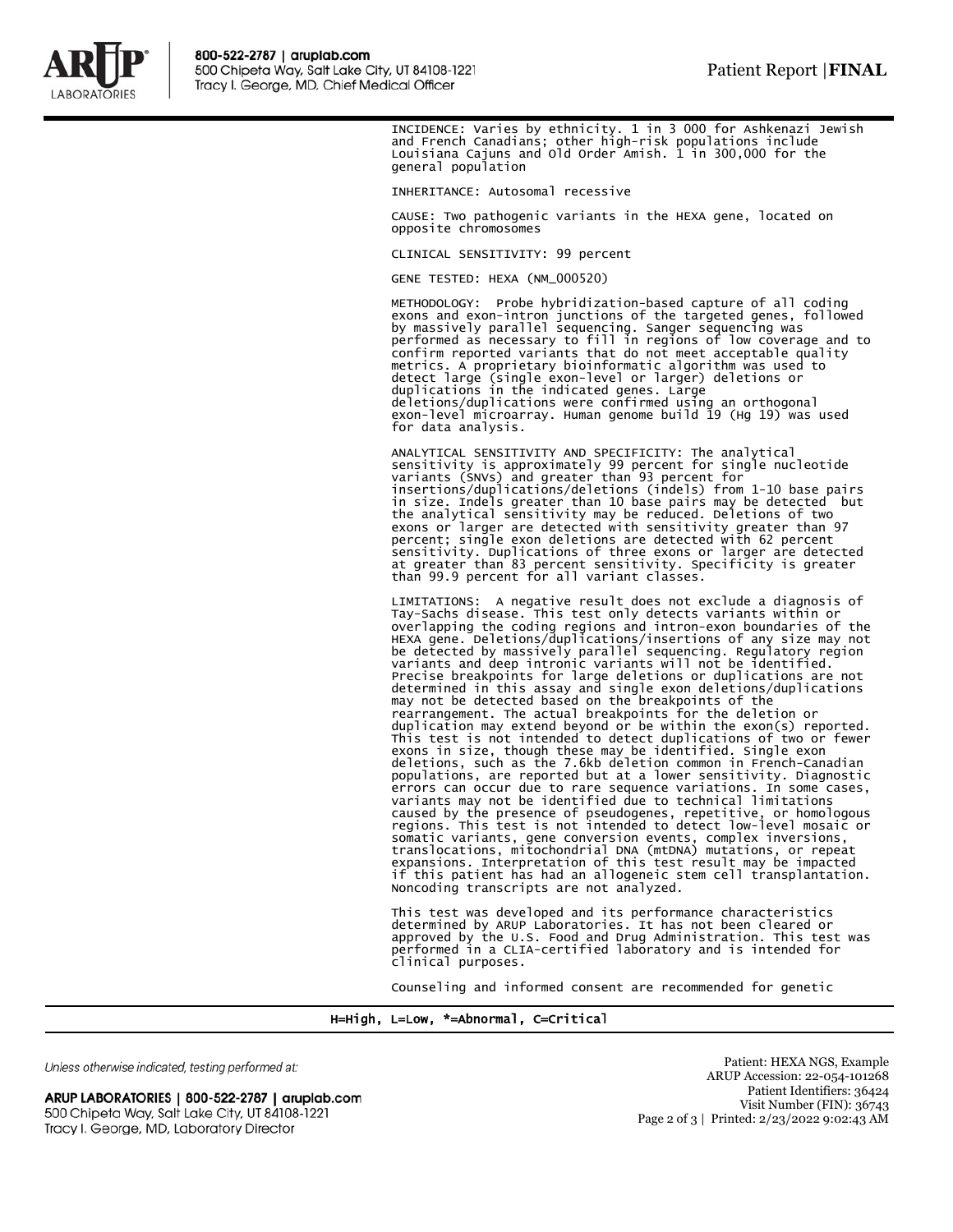INCIDENCE: Varies by ethnicity. 1 in 3 000 for Ashkenazi Jewish and French Canadians; other high-risk populations include Louisiana Cajuns and Old Order Amish. 1 in 300,000 for the general population

INHERITANCE: Autosomal recessive

CAUSE: Two pathogenic variants in the HEXA gene, located on opposite chromosomes

CLINICAL SENSITIVITY: 99 percent

GENE TESTED: HEXA (NM_000520)

METHODOLOGY: Probe hybridization-based capture of all coding exons and exon-intron junctions of the targeted genes, followed by massively parallel sequencing. Sanger sequencing was performed as necessary to fill in regions of low coverage and to confirm reported variants that do not meet acceptable quality metrics. A proprietary bioinformatic algorithm was used to detect large (single exon-level or larger) deletions or duplications in the indicated genes. Large deletions/duplications were confirmed using an orthogonal exon-level microarray. Human genome build 19 (Hg 19) was used for data analysis.

ANALYTICAL SENSITIVITY AND SPECIFICITY: The analytical sensitivity is approximately 99 percent for single nucleotide variants (SNVs) and greater than 93 percent for insertions/duplications/deletions (indels) from 1-10 base pairs in size. Indels greater than 10 base pairs may be detected but the analytical sensitivity may be reduced. Deletions of two exons or larger are detected with sensitivity greater than 97 percent; single exon deletions are detected with 62 percent sensitivity. Duplications of three exons or larger are detected at greater than 83 percent sensitivity. Specificity is greater than 99.9 percent for all variant classes.

LIMITATIONS: A negative result does not exclude a diagnosis of Tay-Sachs disease. This test only detects variants within or overlapping the coding regions and intron-exon boundaries of the HEXA gene. Deletions/duplications/insertions of any size may not be detected by massively parallel sequencing. Regulatory region variants and deep intronic variants will not be identified. Precise breakpoints for large deletions or duplications are not determined in this assay and single exon deletions/duplications may not be detected based on the breakpoints of the rearrangement. The actual breakpoints for the deletion or duplication may extend beyond or be within the exon(s) reported. This test is not intended to detect duplications of two or fewer exons in size, though these may be identified. Single exon deletions, such as the 7.6kb deletion common in French-Canadian populations, are reported but at a lower sensitivity. Diagnostic errors can occur due to rare sequence variations. In some cases, variants may not be identified due to technical limitations caused by the presence of pseudogenes, repetitive, or homologous regions. This test is not intended to detect low-level mosaic or somatic variants, gene conversion events, complex inversions, translocations, mitochondrial DNA (mtDNA) mutations, or repeat expansions. Interpretation of this test result may be impacted if this patient has had an allogeneic stem cell transplantation. Noncoding transcripts are not analyzed.

This test was developed and its performance characteristics determined by ARUP Laboratories. It has not been cleared or approved by the U.S. Food and Drug Administration. This test was performed in a CLIA-certified laboratory and is intended for clinical purposes.

Counseling and informed consent are recommended for genetic

H=High, L=Low, *=Abnormal, C=Critical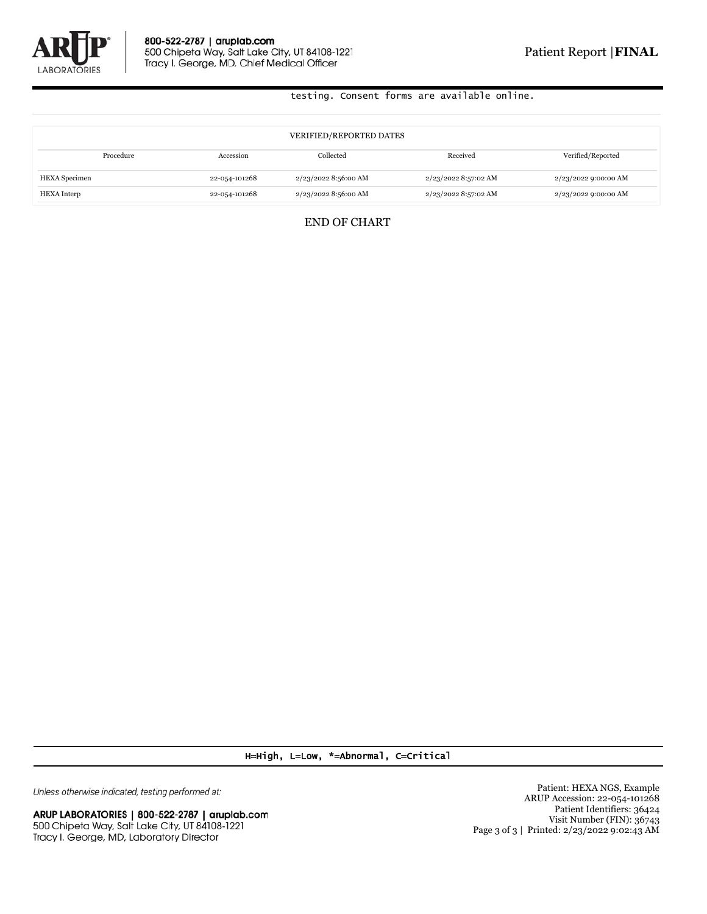testing. Consent forms are available online.

VERIFIED/REPORTED DATES

| Procedure | Accession | Collected | Received | Verified/Reported |
|---|---|---|---|---|
| HEXA Specimen | 22-054-101268 | 2/23/2022 8:56:00 AM | 2/23/2022 8:57:02 AM | 2/23/2022 9:00:00 AM |
| HEXA Interp | 22-054-101268 | 2/23/2022 8:56:00 AM | 2/23/2022 8:57:02 AM | 2/23/2022 9:00:00 AM |

END OF CHART

H=High, L=Low, *=Abnormal, C=Critical